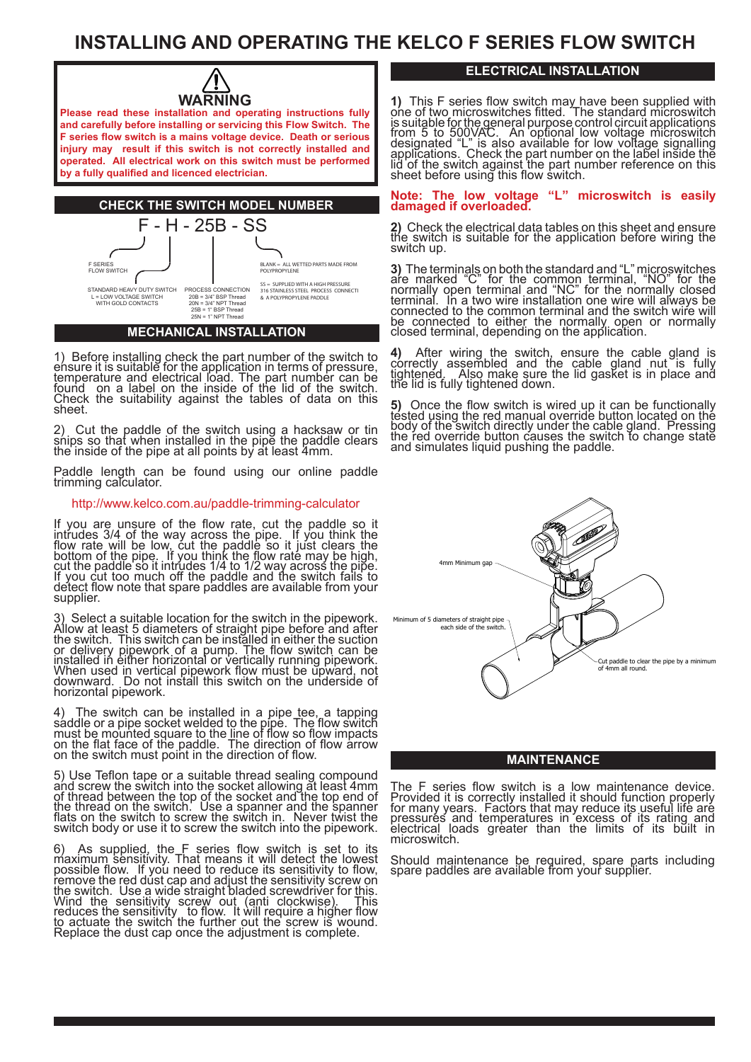# INSTALLING AND OPERATING THE KELCO F SERIES FLOW SWITCH

**WARNING**

**Please read these installation and operating instructions fully and carefully before installing or servicing this Flow Switch. The F series flow switch is a mains voltage device. Death or serious injury may result if this switch is not correctly installed and operated. All electrical work on this switch must be performed by a fully qualified and licenced electrician.**

## CHECK THE SWITCH MODEL NUMBER

F - H - 25B - SS

- F SERIES FLOW SWITCH
- STANDARD HEAVY DUTY SWITCH
  L = LOW VOLTAGE SWITCH WITH GOLD CONTACTS
- PROCESS CONNECTION
  20B = 3/4" BSP Thread
  20N = 3/4" NPT Thread
  25B = 1" BSP Thread
  25N = 1" NPT Thread
- BLANK = ALL WETTED PARTS MADE FROM POLYPROPYLENE
  SS = SUPPLIED WITH A HIGH PRESSURE 316 STAINLESS STEEL PROCESS CONNECTI & A POLYPROPYLENE PADDLE

## MECHANICAL INSTALLATION

1) Before installing check the part number of the switch to ensure it is suitable for the application in terms of pressure, temperature and electrical load. The part number can be found on a label on the inside of the lid of the switch. Check the suitability against the tables of data on this sheet.

2) Cut the paddle of the switch using a hacksaw or tin snips so that when installed in the pipe the paddle clears the inside of the pipe at all points by at least 4mm.

Paddle length can be found using our online paddle trimming calculator.

http://www.kelco.com.au/paddle-trimming-calculator

If you are unsure of the flow rate, cut the paddle so it intrudes 3/4 of the way across the pipe. If you think the flow rate will be low, cut the paddle so it just clears the bottom of the pipe. If you think the flow rate may be high, cut the paddle so it intrudes 1/4 to 1/2 way across the pipe. If you cut too much off the paddle and the switch fails to detect flow note that spare paddles are available from your supplier.

3) Select a suitable location for the switch in the pipework. Allow at least 5 diameters of straight pipe before and after the switch. This switch can be installed in either the suction or delivery pipework of a pump. The flow switch can be installed in either horizontal or vertically running pipework. When used in vertical pipework flow must be upward, not downward. Do not install this switch on the underside of horizontal pipework.

4) The switch can be installed in a pipe tee, a tapping saddle or a pipe socket welded to the pipe. The flow switch must be mounted square to the line of flow so flow impacts on the flat face of the paddle. The direction of flow arrow on the switch must point in the direction of flow.

5) Use Teflon tape or a suitable thread sealing compound and screw the switch into the socket allowing at least 4mm of thread between the top of the socket and the top end of the thread on the switch. Use a spanner and the spanner flats on the switch to screw the switch in. Never twist the switch body or use it to screw the switch into the pipework.

6) As supplied, the F series flow switch is set to its maximum sensitivity. That means it will detect the lowest possible flow. If you need to reduce its sensitivity to flow, remove the red dust cap and adjust the sensitivity screw on the switch. Use a wide straight bladed screwdriver for this. Wind the sensitivity screw out (anti clockwise). This reduces the sensitivity to flow. It will require a higher flow to actuate the switch the further out the screw is wound. Replace the dust cap once the adjustment is complete.

## ELECTRICAL INSTALLATION

**1)** This F series flow switch may have been supplied with one of two microswitches fitted. The standard microswitch is suitable for the general purpose control circuit applications from 5 to 500VAC. An optional low voltage microswitch designated "L" is also available for low voltage signalling applications. Check the part number on the label inside the lid of the switch against the part number reference on this sheet before using this flow switch.

**Note: The low voltage "L" microswitch is easily damaged if overloaded.**

**2)** Check the electrical data tables on this sheet and ensure the switch is suitable for the application before wiring the switch up.

**3)** The terminals on both the standard and "L" microswitches are marked "C" for the common terminal, "NO" for the normally open terminal and "NC" for the normally closed terminal. In a two wire installation one wire will always be connected to the common terminal and the switch wire will be connected to either the normally open or normally closed terminal, depending on the application.

**4)** After wiring the switch, ensure the cable gland is correctly assembled and the cable gland nut is fully tightened. Also make sure the lid gasket is in place and the lid is fully tightened down.

**5)** Once the flow switch is wired up it can be functionally tested using the red manual override button located on the body of the switch directly under the cable gland. Pressing the red override button causes the switch to change state and simulates liquid pushing the paddle.

4mm Minimum gap

Minimum of 5 diameters of straight pipe each side of the switch.

Cut paddle to clear the pipe by a minimum of 4mm all round.

## MAINTENANCE

The F series flow switch is a low maintenance device. Provided it is correctly installed it should function properly for many years. Factors that may reduce its useful life are pressures and temperatures in excess of its rating and electrical loads greater than the limits of its built in microswitch.

Should maintenance be required, spare parts including spare paddles are available from your supplier.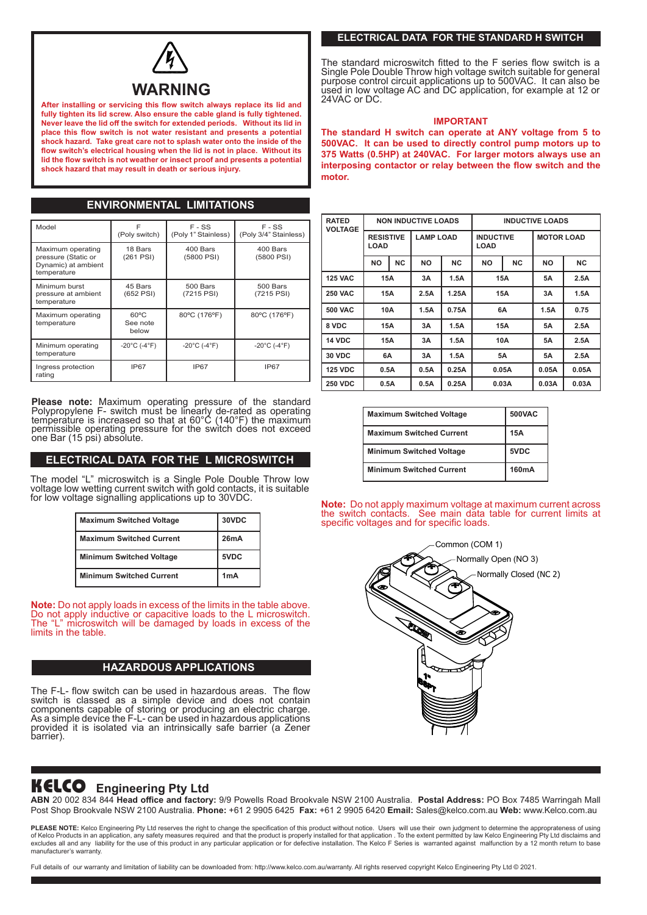# WARNING

**After installing or servicing this flow switch always replace its lid and fully tighten its lid screw. Also ensure the cable gland is fully tightened. Never leave the lid off the switch for extended periods. Without its lid in place this flow switch is not water resistant and presents a potential shock hazard. Take great care not to splash water onto the inside of the flow switch's electrical housing when the lid is not in place. Without its lid the flow switch is not weather or insect proof and presents a potential shock hazard that may result in death or serious injury.**

## ENVIRONMENTAL LIMITATIONS

| Model | F (Poly switch) | F - SS (Poly 1" Stainless) | F - SS (Poly 3/4" Stainless) |
|---|---|---|---|
| Maximum operating pressure (Static or Dynamic) at ambient temperature | 18 Bars (261 PSI) | 400 Bars (5800 PSI) | 400 Bars (5800 PSI) |
| Minimum burst pressure at ambient temperature | 45 Bars (652 PSI) | 500 Bars (7215 PSI) | 500 Bars (7215 PSI) |
| Maximum operating temperature | 60ºC See note below | 80ºC (176ºF) | 80ºC (176ºF) |
| Minimum operating temperature | -20°C (-4°F) | -20°C (-4°F) | -20°C (-4°F) |
| Ingress protection rating | IP67 | IP67 | IP67 |

**Please note:** Maximum operating pressure of the standard Polypropylene F- switch must be linearly de-rated as operating temperature is increased so that at 60°C (140°F) the maximum permissible operating pressure for the switch does not exceed one Bar (15 psi) absolute.

## ELECTRICAL DATA FOR THE L MICROSWITCH

The model "L" microswitch is a Single Pole Double Throw low voltage low wetting current switch with gold contacts, it is suitable for low voltage signalling applications up to 30VDC.

| | |
|---|---|
| **Maximum Switched Voltage** | **30VDC** |
| **Maximum Switched Current** | **26mA** |
| **Minimum Switched Voltage** | **5VDC** |
| **Minimum Switched Current** | **1mA** |

**Note:** Do not apply loads in excess of the limits in the table above. Do not apply inductive or capacitive loads to the L microswitch. The "L" microswitch will be damaged by loads in excess of the limits in the table.

## HAZARDOUS APPLICATIONS

The F-L- flow switch can be used in hazardous areas. The flow switch is classed as a simple device and does not contain components capable of storing or producing an electric charge. As a simple device the F-L- can be used in hazardous applications provided it is isolated via an intrinsically safe barrier (a Zener barrier).

## ELECTRICAL DATA FOR THE STANDARD H SWITCH

The standard microswitch fitted to the F series flow switch is a Single Pole Double Throw high voltage switch suitable for general purpose control circuit applications up to 500VAC. It can also be used in low voltage AC and DC application, for example at 12 or 24VAC or DC.

### IMPORTANT

**The standard H switch can operate at ANY voltage from 5 to 500VAC. It can be used to directly control pump motors up to 375 Watts (0.5HP) at 240VAC. For larger motors always use an interposing contactor or relay between the flow switch and the motor.**

| RATED VOLTAGE | NON INDUCTIVE LOADS | | | | INDUCTIVE LOADS | | | |
|---|---|---|---|---|---|---|---|---|
| | RESISTIVE LOAD | | LAMP LOAD | | INDUCTIVE LOAD | | MOTOR LOAD | |
| | NO | NC | NO | NC | NO | NC | NO | NC |
| 125 VAC | 15A | | 3A | 1.5A | 15A | | 5A | 2.5A |
| 250 VAC | 15A | | 2.5A | 1.25A | 15A | | 3A | 1.5A |
| 500 VAC | 10A | | 1.5A | 0.75A | 6A | | 1.5A | 0.75 |
| 8 VDC | 15A | | 3A | 1.5A | 15A | | 5A | 2.5A |
| 14 VDC | 15A | | 3A | 1.5A | 10A | | 5A | 2.5A |
| 30 VDC | 6A | | 3A | 1.5A | 5A | | 5A | 2.5A |
| 125 VDC | 0.5A | | 0.5A | 0.25A | 0.05A | | 0.05A | 0.05A |
| 250 VDC | 0.5A | | 0.5A | 0.25A | 0.03A | | 0.03A | 0.03A |

| | |
|---|---|
| **Maximum Switched Voltage** | **500VAC** |
| **Maximum Switched Current** | **15A** |
| **Minimum Switched Voltage** | **5VDC** |
| **Minimum Switched Current** | **160mA** |

**Note:** Do not apply maximum voltage at maximum current across the switch contacts. See main data table for current limits at specific voltages and for specific loads.

Common (COM 1)
Normally Open (NO 3)
Normally Closed (NC 2)

## KELCO Engineering Pty Ltd

**ABN** 20 002 834 844 **Head office and factory:** 9/9 Powells Road Brookvale NSW 2100 Australia. **Postal Address:** PO Box 7485 Warringah Mall Post Shop Brookvale NSW 2100 Australia. **Phone:** +61 2 9905 6425 **Fax:** +61 2 9905 6420 **Email:** Sales@kelco.com.au **Web:** www.Kelco.com.au

**PLEASE NOTE:** Kelco Engineering Pty Ltd reserves the right to change the specification of this product without notice. Users will use their own judgment to determine the appropriateness of using of Kelco Products in an application, any safety measures required and that the product is properly installed for that application . To the extent permitted by law Kelco Engineering Pty Ltd disclaims and excludes all and any liability for the use of this product in any particular application or for defective installation. The Kelco F Series is warranted against malfunction by a 12 month return to base manufacturer's warranty.

Full details of our warranty and limitation of liability can be downloaded from: http://www.kelco.com.au/warranty. All rights reserved copyright Kelco Engineering Pty Ltd © 2021.